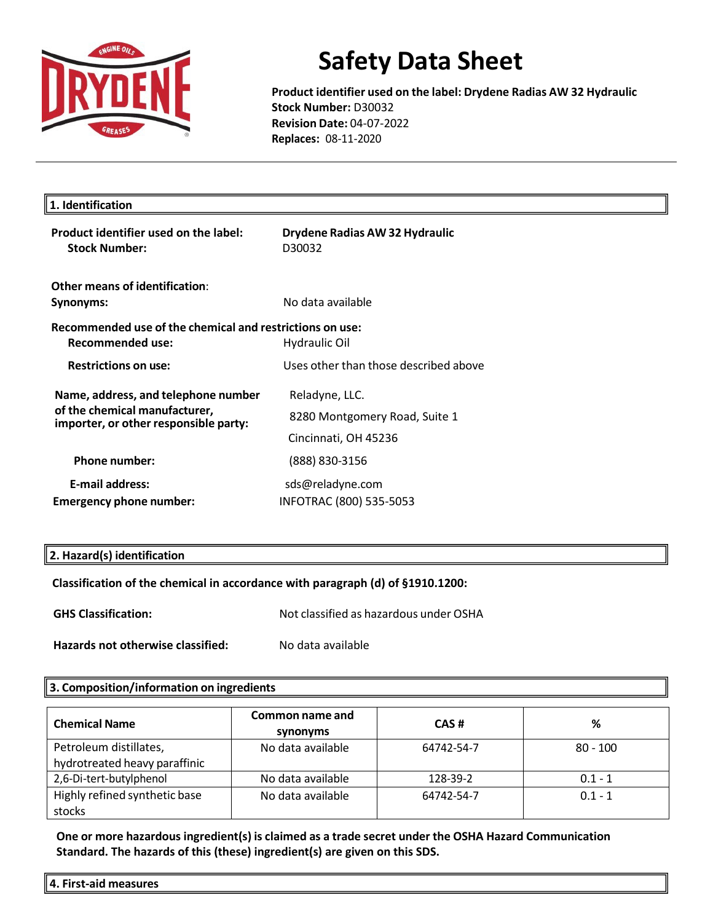# Safety Data Sheet

**Product identifier used on the label: Drydene Radias AW 32 Hydraulic**
**Stock Number:** D30032
**Revision Date:** 04-07-2022
**Replaces:** 08-11-2020

## 1. Identification

| | |
|---|---|
| **Product identifier used on the label:** | **Drydene Radias AW 32 Hydraulic** |
| **Stock Number:** | D30032 |

**Other means of identification**:

| | |
|---|---|
| **Synonyms:** | No data available |

**Recommended use of the chemical and restrictions on use:**

| | |
|---|---|
| **Recommended use:** | Hydraulic Oil |
| **Restrictions on use:** | Uses other than those described above |

| | |
|---|---|
| **Name, address, and telephone number of the chemical manufacturer, importer, or other responsible party:** | Reladyne, LLC.<br>8280 Montgomery Road, Suite 1<br>Cincinnati, OH 45236 |
| **Phone number:** | (888) 830-3156 |
| **E-mail address:** | sds@reladyne.com |
| **Emergency phone number:** | INFOTRAC (800) 535-5053 |

## 2. Hazard(s) identification

**Classification of the chemical in accordance with paragraph (d) of §1910.1200:**

| | |
|---|---|
| **GHS Classification:** | Not classified as hazardous under OSHA |
| **Hazards not otherwise classified:** | No data available |

## 3. Composition/information on ingredients

| Chemical Name | Common name and synonyms | CAS # | % |
|---|---|---|---|
| Petroleum distillates, hydrotreated heavy paraffinic | No data available | 64742-54-7 | 80 - 100 |
| 2,6-Di-tert-butylphenol | No data available | 128-39-2 | 0.1 - 1 |
| Highly refined synthetic base stocks | No data available | 64742-54-7 | 0.1 - 1 |

**One or more hazardous ingredient(s) is claimed as a trade secret under the OSHA Hazard Communication Standard. The hazards of this (these) ingredient(s) are given on this SDS.**

## 4. First-aid measures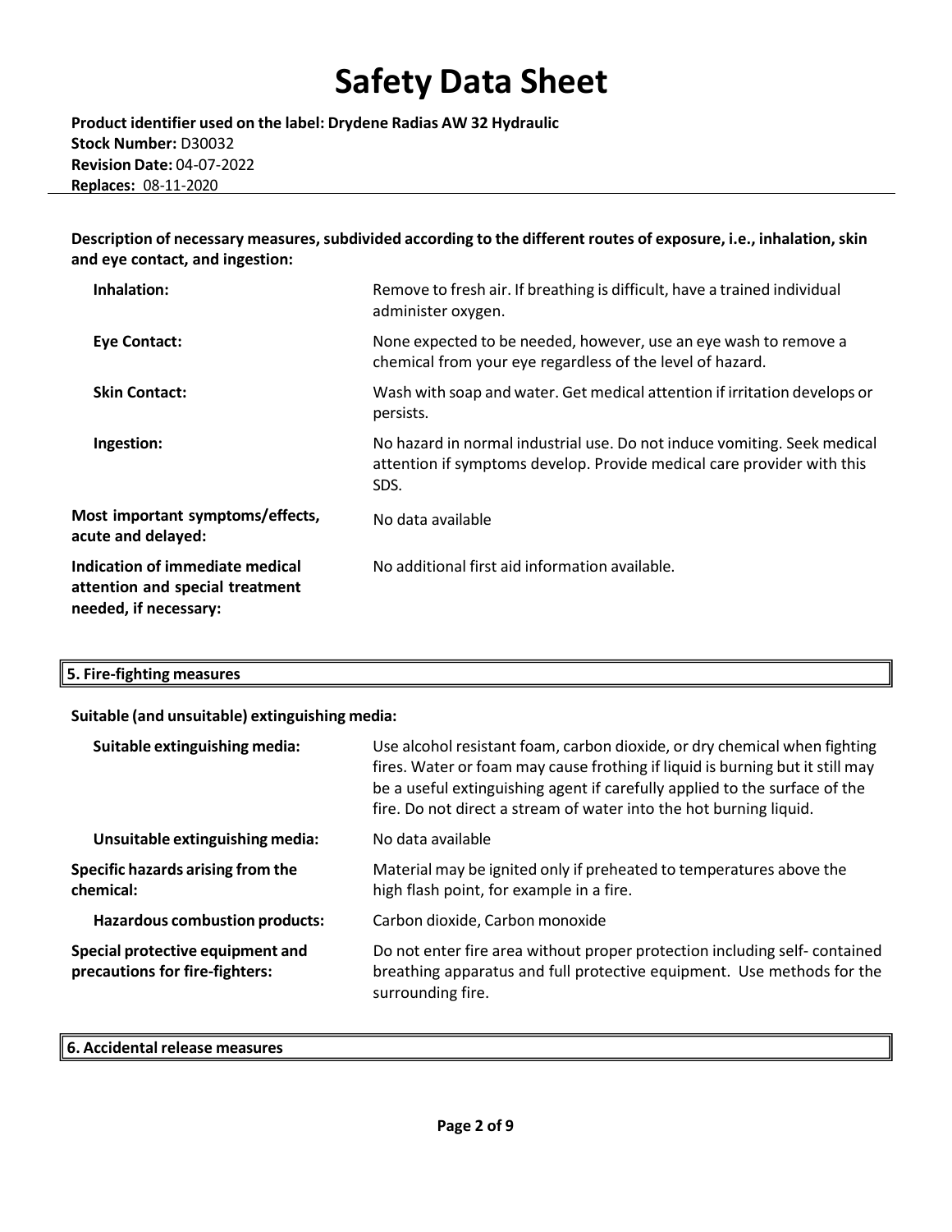**Description of necessary measures, subdivided according to the different routes of exposure, i.e., inhalation, skin and eye contact, and ingestion:**

| | |
|---|---|
| **Inhalation:** | Remove to fresh air. If breathing is difficult, have a trained individual administer oxygen. |
| **Eye Contact:** | None expected to be needed, however, use an eye wash to remove a chemical from your eye regardless of the level of hazard. |
| **Skin Contact:** | Wash with soap and water. Get medical attention if irritation develops or persists. |
| **Ingestion:** | No hazard in normal industrial use. Do not induce vomiting. Seek medical attention if symptoms develop. Provide medical care provider with this SDS. |
| **Most important symptoms/effects, acute and delayed:** | No data available |
| **Indication of immediate medical attention and special treatment needed, if necessary:** | No additional first aid information available. |

## 5. Fire-fighting measures

**Suitable (and unsuitable) extinguishing media:**

| | |
|---|---|
| **Suitable extinguishing media:** | Use alcohol resistant foam, carbon dioxide, or dry chemical when fighting fires. Water or foam may cause frothing if liquid is burning but it still may be a useful extinguishing agent if carefully applied to the surface of the fire. Do not direct a stream of water into the hot burning liquid. |
| **Unsuitable extinguishing media:** | No data available |
| **Specific hazards arising from the chemical:** | Material may be ignited only if preheated to temperatures above the high flash point, for example in a fire. |
| **Hazardous combustion products:** | Carbon dioxide, Carbon monoxide |
| **Special protective equipment and precautions for fire-fighters:** | Do not enter fire area without proper protection including self- contained breathing apparatus and full protective equipment. Use methods for the surrounding fire. |

## 6. Accidental release measures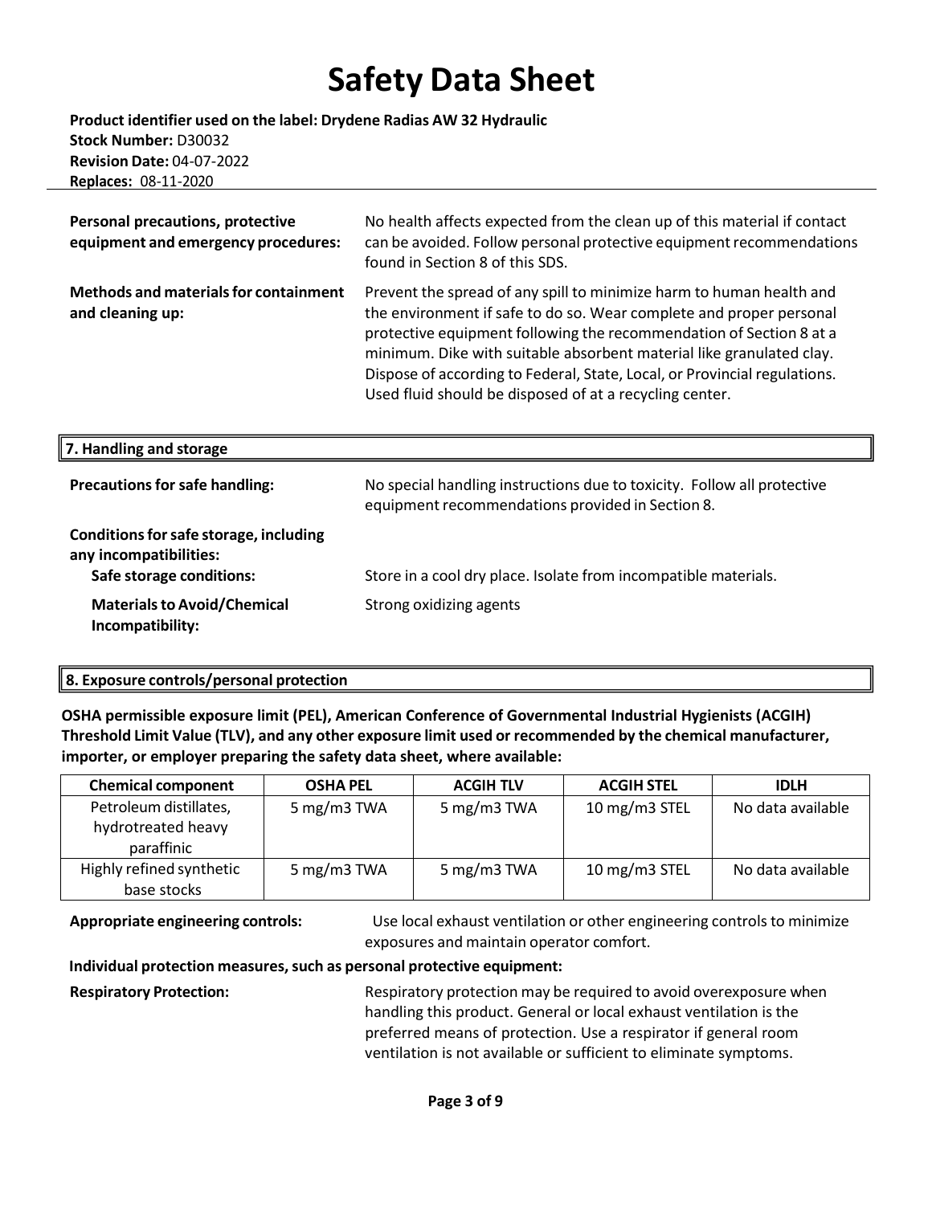**Personal precautions, protective equipment and emergency procedures:** No health affects expected from the clean up of this material if contact can be avoided. Follow personal protective equipment recommendations found in Section 8 of this SDS.

**Methods and materials for containment and cleaning up:** Prevent the spread of any spill to minimize harm to human health and the environment if safe to do so. Wear complete and proper personal protective equipment following the recommendation of Section 8 at a minimum. Dike with suitable absorbent material like granulated clay. Dispose of according to Federal, State, Local, or Provincial regulations. Used fluid should be disposed of at a recycling center.

## 7. Handling and storage

**Precautions for safe handling:** No special handling instructions due to toxicity. Follow all protective equipment recommendations provided in Section 8.

**Conditions for safe storage, including any incompatibilities:**

**Safe storage conditions:** Store in a cool dry place. Isolate from incompatible materials.

**Materials to Avoid/Chemical Incompatibility:** Strong oxidizing agents

## 8. Exposure controls/personal protection

**OSHA permissible exposure limit (PEL), American Conference of Governmental Industrial Hygienists (ACGIH) Threshold Limit Value (TLV), and any other exposure limit used or recommended by the chemical manufacturer, importer, or employer preparing the safety data sheet, where available:**

| Chemical component | OSHA PEL | ACGIH TLV | ACGIH STEL | IDLH |
|---|---|---|---|---|
| Petroleum distillates, hydrotreated heavy paraffinic | 5 mg/m3 TWA | 5 mg/m3 TWA | 10 mg/m3 STEL | No data available |
| Highly refined synthetic base stocks | 5 mg/m3 TWA | 5 mg/m3 TWA | 10 mg/m3 STEL | No data available |

**Appropriate engineering controls:** Use local exhaust ventilation or other engineering controls to minimize exposures and maintain operator comfort.

**Individual protection measures, such as personal protective equipment:**

**Respiratory Protection:** Respiratory protection may be required to avoid overexposure when handling this product. General or local exhaust ventilation is the preferred means of protection. Use a respirator if general room ventilation is not available or sufficient to eliminate symptoms.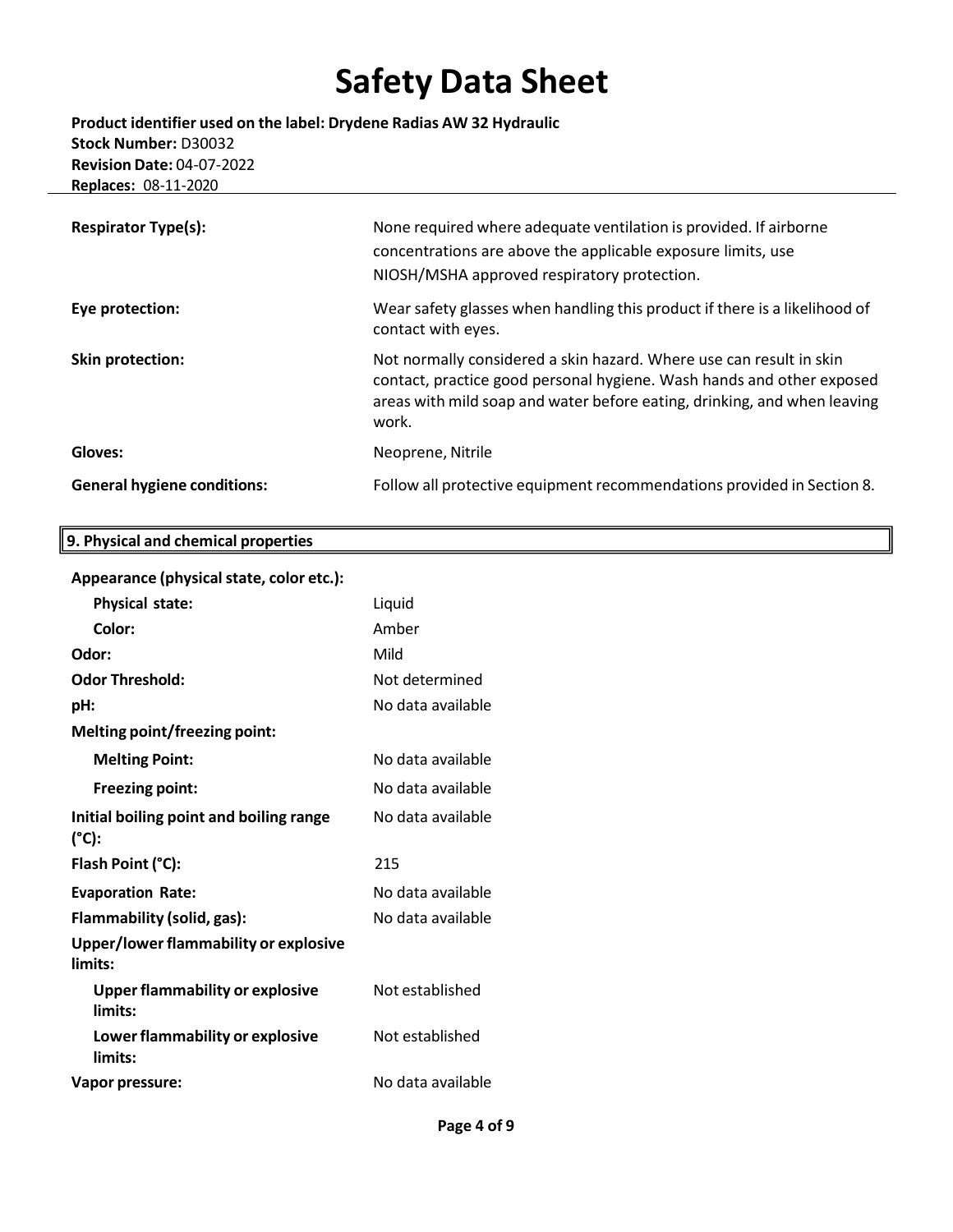| | |
|---|---|
| **Respirator Type(s):** | None required where adequate ventilation is provided. If airborne concentrations are above the applicable exposure limits, use NIOSH/MSHA approved respiratory protection. |
| **Eye protection:** | Wear safety glasses when handling this product if there is a likelihood of contact with eyes. |
| **Skin protection:** | Not normally considered a skin hazard. Where use can result in skin contact, practice good personal hygiene. Wash hands and other exposed areas with mild soap and water before eating, drinking, and when leaving work. |
| **Gloves:** | Neoprene, Nitrile |
| **General hygiene conditions:** | Follow all protective equipment recommendations provided in Section 8. |

## 9. Physical and chemical properties

| | |
|---|---|
| **Appearance (physical state, color etc.):** | |
| **Physical state:** | Liquid |
| **Color:** | Amber |
| **Odor:** | Mild |
| **Odor Threshold:** | Not determined |
| **pH:** | No data available |
| **Melting point/freezing point:** | |
| **Melting Point:** | No data available |
| **Freezing point:** | No data available |
| **Initial boiling point and boiling range (°C):** | No data available |
| **Flash Point (°C):** | 215 |
| **Evaporation Rate:** | No data available |
| **Flammability (solid, gas):** | No data available |
| **Upper/lower flammability or explosive limits:** | |
| **Upper flammability or explosive limits:** | Not established |
| **Lower flammability or explosive limits:** | Not established |
| **Vapor pressure:** | No data available |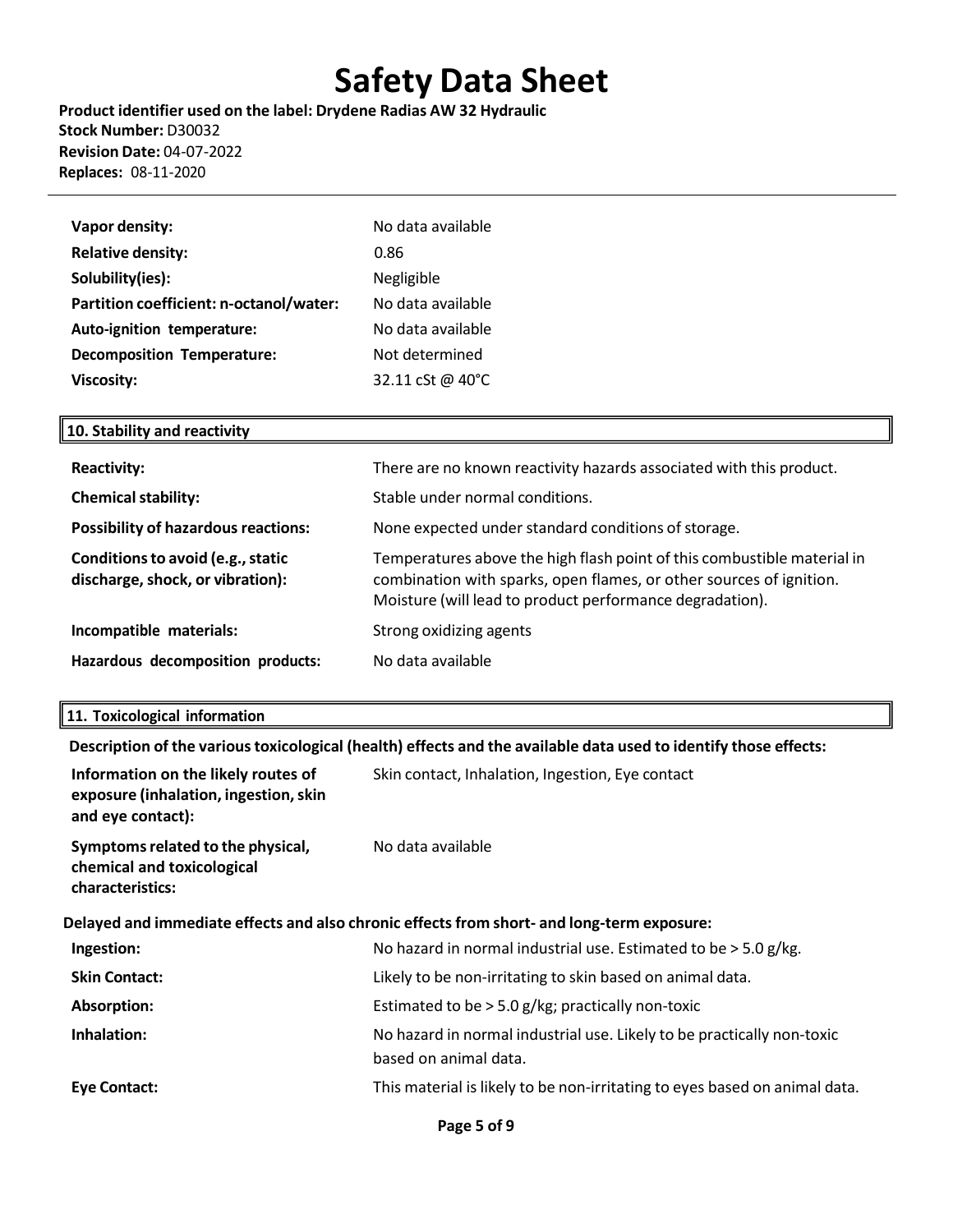| | |
|---|---|
| **Vapor density:** | No data available |
| **Relative density:** | 0.86 |
| **Solubility(ies):** | Negligible |
| **Partition coefficient: n-octanol/water:** | No data available |
| **Auto-ignition temperature:** | No data available |
| **Decomposition Temperature:** | Not determined |
| **Viscosity:** | 32.11 cSt @ 40°C |

## 10. Stability and reactivity

| | |
|---|---|
| **Reactivity:** | There are no known reactivity hazards associated with this product. |
| **Chemical stability:** | Stable under normal conditions. |
| **Possibility of hazardous reactions:** | None expected under standard conditions of storage. |
| **Conditions to avoid (e.g., static discharge, shock, or vibration):** | Temperatures above the high flash point of this combustible material in combination with sparks, open flames, or other sources of ignition. Moisture (will lead to product performance degradation). |
| **Incompatible materials:** | Strong oxidizing agents |
| **Hazardous decomposition products:** | No data available |

## 11. Toxicological information

**Description of the various toxicological (health) effects and the available data used to identify those effects:**

| | |
|---|---|
| **Information on the likely routes of exposure (inhalation, ingestion, skin and eye contact):** | Skin contact, Inhalation, Ingestion, Eye contact |
| **Symptoms related to the physical, chemical and toxicological characteristics:** | No data available |

**Delayed and immediate effects and also chronic effects from short- and long-term exposure:**

| | |
|---|---|
| **Ingestion:** | No hazard in normal industrial use. Estimated to be > 5.0 g/kg. |
| **Skin Contact:** | Likely to be non-irritating to skin based on animal data. |
| **Absorption:** | Estimated to be > 5.0 g/kg; practically non-toxic |
| **Inhalation:** | No hazard in normal industrial use. Likely to be practically non-toxic based on animal data. |
| **Eye Contact:** | This material is likely to be non-irritating to eyes based on animal data. |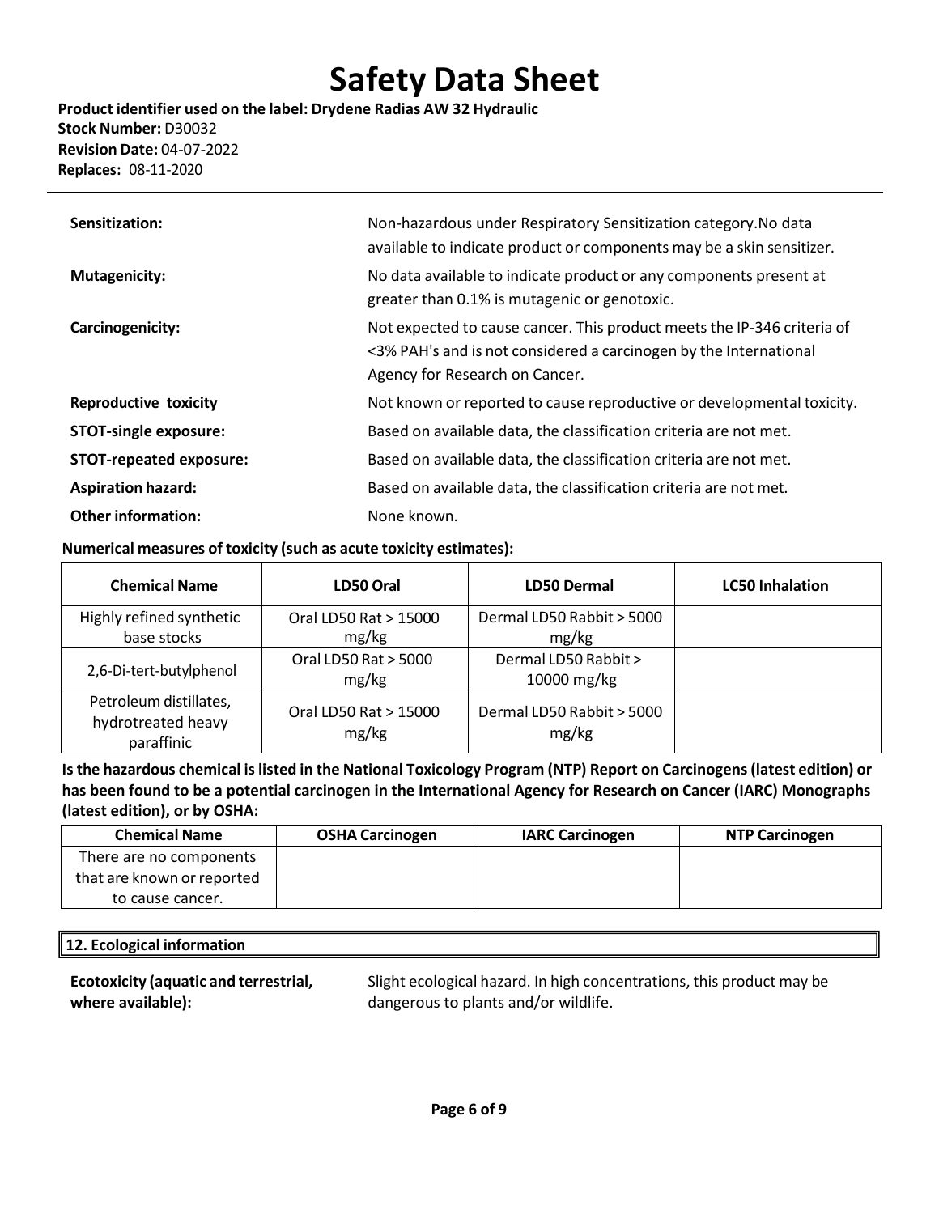**Sensitization:** Non-hazardous under Respiratory Sensitization category.No data available to indicate product or components may be a skin sensitizer.

**Mutagenicity:** No data available to indicate product or any components present at greater than 0.1% is mutagenic or genotoxic.

**Carcinogenicity:** Not expected to cause cancer. This product meets the IP-346 criteria of <3% PAH's and is not considered a carcinogen by the International Agency for Research on Cancer.

**Reproductive toxicity** Not known or reported to cause reproductive or developmental toxicity.

**STOT-single exposure:** Based on available data, the classification criteria are not met.

**STOT-repeated exposure:** Based on available data, the classification criteria are not met.

**Aspiration hazard:** Based on available data, the classification criteria are not met.

**Other information:** None known.

**Numerical measures of toxicity (such as acute toxicity estimates):**

| Chemical Name | LD50 Oral | LD50 Dermal | LC50 Inhalation |
|---|---|---|---|
| Highly refined synthetic base stocks | Oral LD50 Rat > 15000 mg/kg | Dermal LD50 Rabbit > 5000 mg/kg | |
| 2,6-Di-tert-butylphenol | Oral LD50 Rat > 5000 mg/kg | Dermal LD50 Rabbit > 10000 mg/kg | |
| Petroleum distillates, hydrotreated heavy paraffinic | Oral LD50 Rat > 15000 mg/kg | Dermal LD50 Rabbit > 5000 mg/kg | |

**Is the hazardous chemical is listed in the National Toxicology Program (NTP) Report on Carcinogens (latest edition) or has been found to be a potential carcinogen in the International Agency for Research on Cancer (IARC) Monographs (latest edition), or by OSHA:**

| Chemical Name | OSHA Carcinogen | IARC Carcinogen | NTP Carcinogen |
|---|---|---|---|
| There are no components that are known or reported to cause cancer. | | | |

## 12. Ecological information

**Ecotoxicity (aquatic and terrestrial, where available):** Slight ecological hazard. In high concentrations, this product may be dangerous to plants and/or wildlife.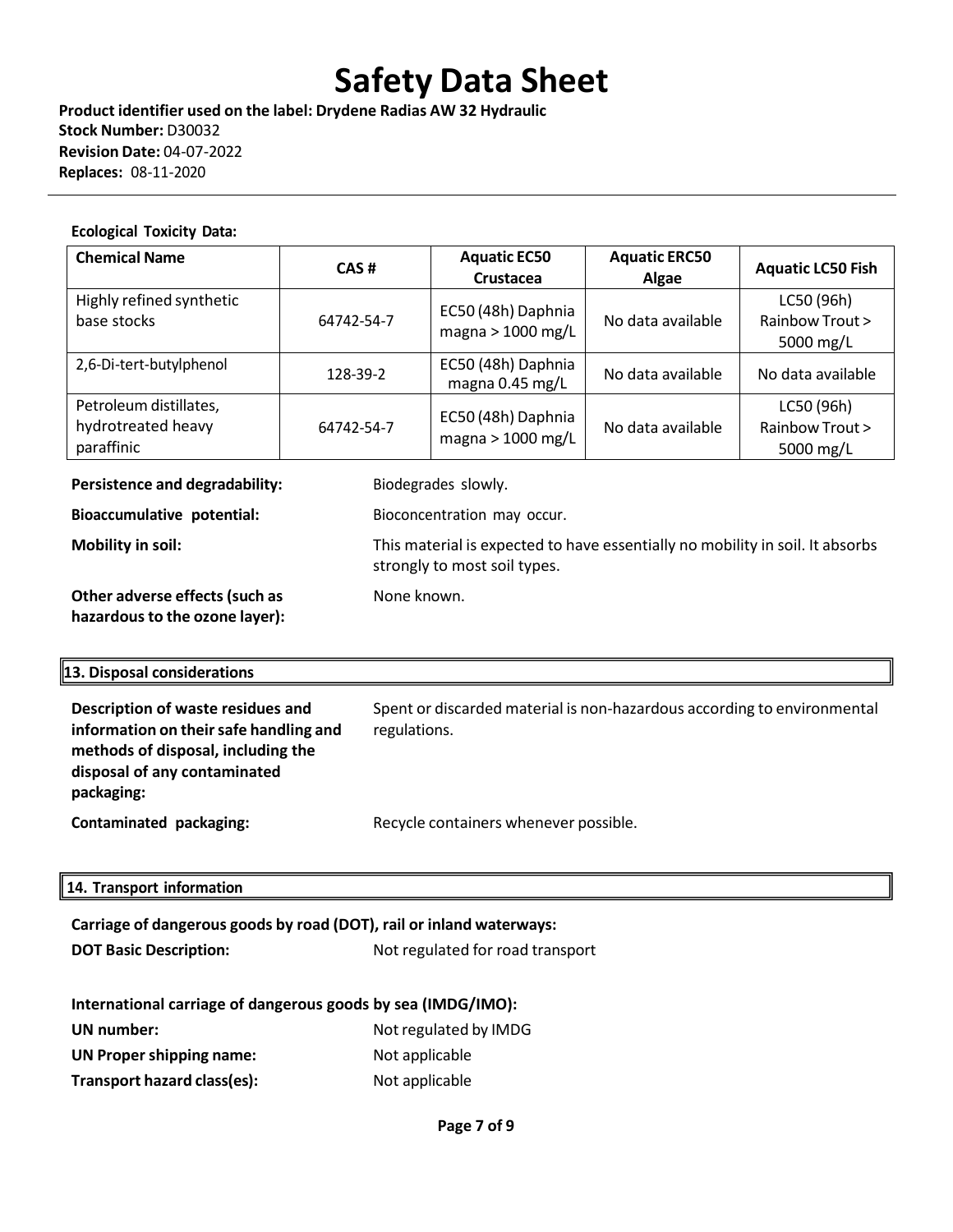**Ecological Toxicity Data:**

| Chemical Name | CAS # | Aquatic EC50 Crustacea | Aquatic ERC50 Algae | Aquatic LC50 Fish |
|---|---|---|---|---|
| Highly refined synthetic base stocks | 64742-54-7 | EC50 (48h) Daphnia magna > 1000 mg/L | No data available | LC50 (96h) Rainbow Trout > 5000 mg/L |
| 2,6-Di-tert-butylphenol | 128-39-2 | EC50 (48h) Daphnia magna 0.45 mg/L | No data available | No data available |
| Petroleum distillates, hydrotreated heavy paraffinic | 64742-54-7 | EC50 (48h) Daphnia magna > 1000 mg/L | No data available | LC50 (96h) Rainbow Trout > 5000 mg/L |

**Persistence and degradability:** Biodegrades slowly.

**Bioaccumulative potential:** Bioconcentration may occur.

**Mobility in soil:** This material is expected to have essentially no mobility in soil. It absorbs strongly to most soil types.

**Other adverse effects (such as hazardous to the ozone layer):** None known.

## 13. Disposal considerations

**Description of waste residues and information on their safe handling and methods of disposal, including the disposal of any contaminated packaging:** Spent or discarded material is non-hazardous according to environmental regulations.

**Contaminated packaging:** Recycle containers whenever possible.

## 14. Transport information

**Carriage of dangerous goods by road (DOT), rail or inland waterways:**

**DOT Basic Description:** Not regulated for road transport

**International carriage of dangerous goods by sea (IMDG/IMO):**

**UN number:** Not regulated by IMDG

**UN Proper shipping name:** Not applicable

**Transport hazard class(es):** Not applicable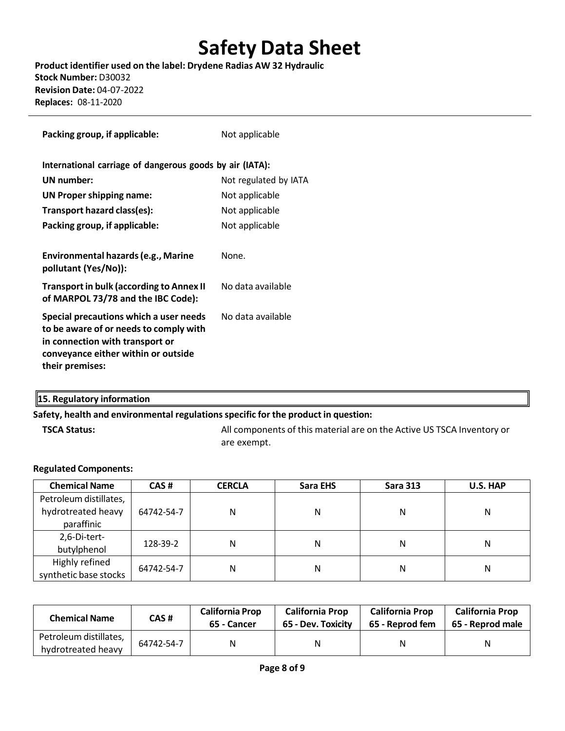| | |
|---|---|
| **Packing group, if applicable:** | Not applicable |

**International carriage of dangerous goods by air (IATA):**

| | |
|---|---|
| **UN number:** | Not regulated by IATA |
| **UN Proper shipping name:** | Not applicable |
| **Transport hazard class(es):** | Not applicable |
| **Packing group, if applicable:** | Not applicable |
| **Environmental hazards (e.g., Marine pollutant (Yes/No)):** | None. |
| **Transport in bulk (according to Annex II of MARPOL 73/78 and the IBC Code):** | No data available |
| **Special precautions which a user needs to be aware of or needs to comply with in connection with transport or conveyance either within or outside their premises:** | No data available |

## 15. Regulatory information

**Safety, health and environmental regulations specific for the product in question:**

**TSCA Status:** All components of this material are on the Active US TSCA Inventory or are exempt.

**Regulated Components:**

| Chemical Name | CAS # | CERCLA | Sara EHS | Sara 313 | U.S. HAP |
|---|---|---|---|---|---|
| Petroleum distillates, hydrotreated heavy paraffinic | 64742-54-7 | N | N | N | N |
| 2,6-Di-tert-butylphenol | 128-39-2 | N | N | N | N |
| Highly refined synthetic base stocks | 64742-54-7 | N | N | N | N |

| Chemical Name | CAS # | California Prop 65 - Cancer | California Prop 65 - Dev. Toxicity | California Prop 65 - Reprod fem | California Prop 65 - Reprod male |
|---|---|---|---|---|---|
| Petroleum distillates, hydrotreated heavy | 64742-54-7 | N | N | N | N |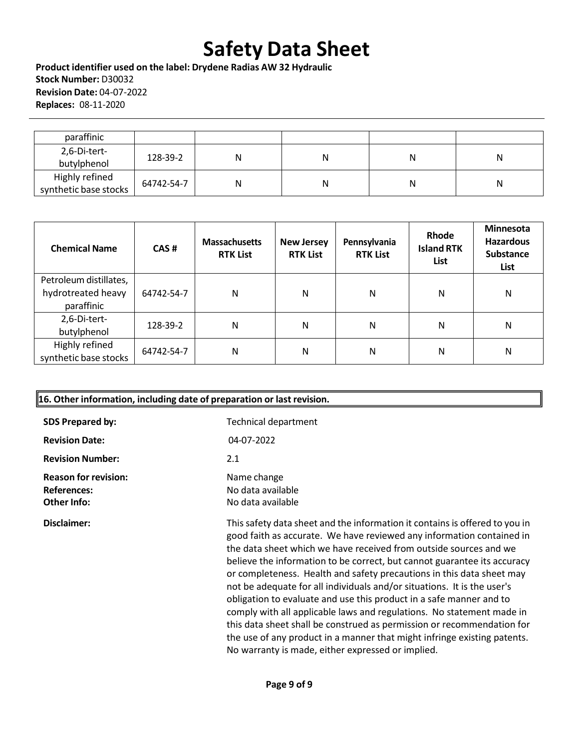| | | | | | |
|---|---|---|---|---|---|
| paraffinic | | | | | |
| 2,6-Di-tert-butylphenol | 128-39-2 | N | N | N | N |
| Highly refined synthetic base stocks | 64742-54-7 | N | N | N | N |

| Chemical Name | CAS # | Massachusetts RTK List | New Jersey RTK List | Pennsylvania RTK List | Rhode Island RTK List | Minnesota Hazardous Substance List |
|---|---|---|---|---|---|---|
| Petroleum distillates, hydrotreated heavy paraffinic | 64742-54-7 | N | N | N | N | N |
| 2,6-Di-tert-butylphenol | 128-39-2 | N | N | N | N | N |
| Highly refined synthetic base stocks | 64742-54-7 | N | N | N | N | N |

## 16. Other information, including date of preparation or last revision.

**SDS Prepared by:** Technical department

**Revision Date:** 04-07-2022

**Revision Number:** 2.1

**Reason for revision:** Name change
**References:** No data available
**Other Info:** No data available

**Disclaimer:** This safety data sheet and the information it contains is offered to you in good faith as accurate. We have reviewed any information contained in the data sheet which we have received from outside sources and we believe the information to be correct, but cannot guarantee its accuracy or completeness. Health and safety precautions in this data sheet may not be adequate for all individuals and/or situations. It is the user's obligation to evaluate and use this product in a safe manner and to comply with all applicable laws and regulations. No statement made in this data sheet shall be construed as permission or recommendation for the use of any product in a manner that might infringe existing patents. No warranty is made, either expressed or implied.